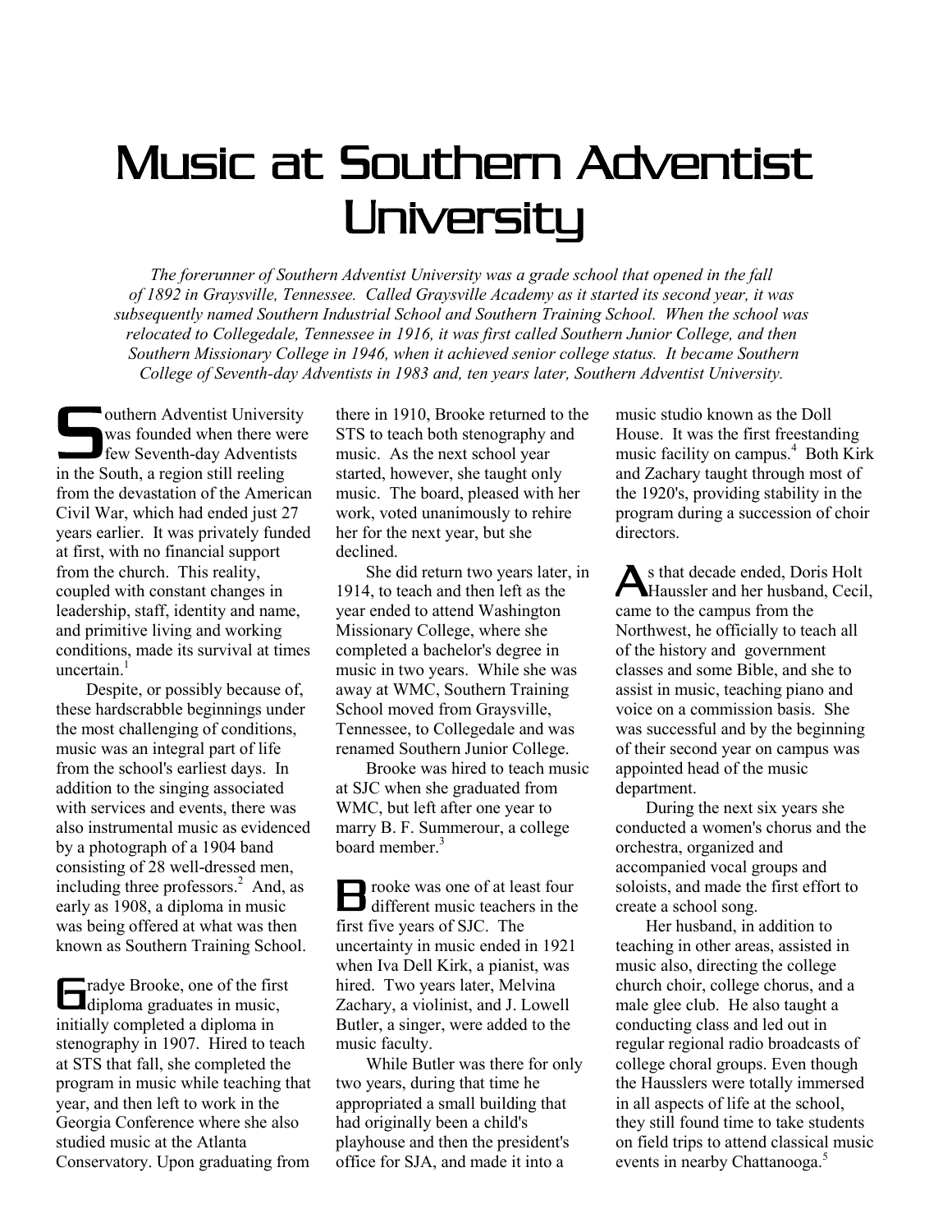# Music at Southern Adventist University

*The forerunner of Southern Adventist University was a grade school that opened in the fall of 1892 in Graysville, Tennessee. Called Graysville Academy as it started its second year, it was subsequently named Southern Industrial School and Southern Training School. When the school was relocated to Collegedale, Tennessee in 1916, it was first called Southern Junior College, and then Southern Missionary College in 1946, when it achieved senior college status. It became Southern College of Seventh-day Adventists in 1983 and, ten years later, Southern Adventist University.*

Southern Adventist University was founded when there were few Seventh-day Adventists in the South, a region still reeling from the devastation of the American Civil War, which had ended just 27 years earlier. It was privately funded at first, with no financial support from the church. This reality, coupled with constant changes in leadership, staff, identity and name, and primitive living and working conditions, made its survival at times uncertain.[1]

Despite, or possibly because of, these hardscrabble beginnings under the most challenging of conditions, music was an integral part of life from the school's earliest days. In addition to the singing associated with services and events, there was also instrumental music as evidenced by a photograph of a 1904 band consisting of 28 well-dressed men, including three professors.[2] And, as early as 1908, a diploma in music was being offered at what was then known as Southern Training School.

Gradye Brooke, one of the first diploma graduates in music, initially completed a diploma in stenography in 1907. Hired to teach at STS that fall, she completed the program in music while teaching that year, and then left to work in the Georgia Conference where she also studied music at the Atlanta Conservatory. Upon graduating from there in 1910, Brooke returned to the STS to teach both stenography and music. As the next school year started, however, she taught only music. The board, pleased with her work, voted unanimously to rehire her for the next year, but she declined.

She did return two years later, in 1914, to teach and then left as the year ended to attend Washington Missionary College, where she completed a bachelor's degree in music in two years. While she was away at WMC, Southern Training School moved from Graysville, Tennessee, to Collegedale and was renamed Southern Junior College.

Brooke was hired to teach music at SJC when she graduated from WMC, but left after one year to marry B. F. Summerour, a college board member.[3]

Brooke was one of at least four different music teachers in the first five years of SJC. The uncertainty in music ended in 1921 when Iva Dell Kirk, a pianist, was hired. Two years later, Melvina Zachary, a violinist, and J. Lowell Butler, a singer, were added to the music faculty.

While Butler was there for only two years, during that time he appropriated a small building that had originally been a child's playhouse and then the president's office for SJA, and made it into a music studio known as the Doll House. It was the first freestanding music facility on campus.[4] Both Kirk and Zachary taught through most of the 1920's, providing stability in the program during a succession of choir directors.

As that decade ended, Doris Holt Haussler and her husband, Cecil, came to the campus from the Northwest, he officially to teach all of the history and government classes and some Bible, and she to assist in music, teaching piano and voice on a commission basis. She was successful and by the beginning of their second year on campus was appointed head of the music department.

During the next six years she conducted a women's chorus and the orchestra, organized and accompanied vocal groups and soloists, and made the first effort to create a school song.

Her husband, in addition to teaching in other areas, assisted in music also, directing the college church choir, college chorus, and a male glee club. He also taught a conducting class and led out in regular regional radio broadcasts of college choral groups. Even though the Hausslers were totally immersed in all aspects of life at the school, they still found time to take students on field trips to attend classical music events in nearby Chattanooga.[5]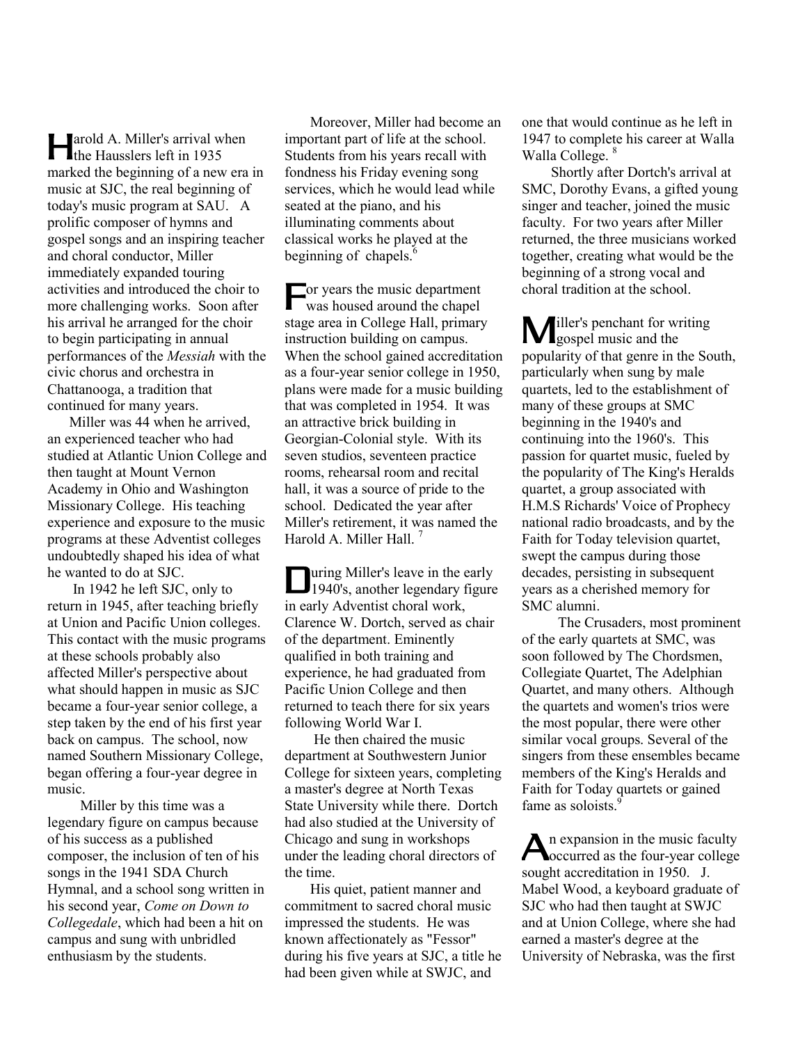Harold A. Miller's arrival when the Hausslers left in 1935 marked the beginning of a new era in music at SJC, the real beginning of today's music program at SAU. A prolific composer of hymns and gospel songs and an inspiring teacher and choral conductor, Miller immediately expanded touring activities and introduced the choir to more challenging works. Soon after his arrival he arranged for the choir to begin participating in annual performances of the *Messiah* with the civic chorus and orchestra in Chattanooga, a tradition that continued for many years.

Miller was 44 when he arrived, an experienced teacher who had studied at Atlantic Union College and then taught at Mount Vernon Academy in Ohio and Washington Missionary College. His teaching experience and exposure to the music programs at these Adventist colleges undoubtedly shaped his idea of what he wanted to do at SJC.

In 1942 he left SJC, only to return in 1945, after teaching briefly at Union and Pacific Union colleges. This contact with the music programs at these schools probably also affected Miller's perspective about what should happen in music as SJC became a four-year senior college, a step taken by the end of his first year back on campus. The school, now named Southern Missionary College, began offering a four-year degree in music.

Miller by this time was a legendary figure on campus because of his success as a published composer, the inclusion of ten of his songs in the 1941 SDA Church Hymnal, and a school song written in his second year, *Come on Down to Collegedale*, which had been a hit on campus and sung with unbridled enthusiasm by the students.

Moreover, Miller had become an important part of life at the school. Students from his years recall with fondness his Friday evening song services, which he would lead while seated at the piano, and his illuminating comments about classical works he played at the beginning of chapels.[6]

For years the music department was housed around the chapel stage area in College Hall, primary instruction building on campus. When the school gained accreditation as a four-year senior college in 1950, plans were made for a music building that was completed in 1954. It was an attractive brick building in Georgian-Colonial style. With its seven studios, seventeen practice rooms, rehearsal room and recital hall, it was a source of pride to the school. Dedicated the year after Miller's retirement, it was named the Harold A. Miller Hall.[7]

During Miller's leave in the early 1940's, another legendary figure in early Adventist choral work, Clarence W. Dortch, served as chair of the department. Eminently qualified in both training and experience, he had graduated from Pacific Union College and then returned to teach there for six years following World War I.

He then chaired the music department at Southwestern Junior College for sixteen years, completing a master's degree at North Texas State University while there. Dortch had also studied at the University of Chicago and sung in workshops under the leading choral directors of the time.

His quiet, patient manner and commitment to sacred choral music impressed the students. He was known affectionately as "Fessor" during his five years at SJC, a title he had been given while at SWJC, and one that would continue as he left in 1947 to complete his career at Walla Walla College.[8]

Shortly after Dortch's arrival at SMC, Dorothy Evans, a gifted young singer and teacher, joined the music faculty. For two years after Miller returned, the three musicians worked together, creating what would be the beginning of a strong vocal and choral tradition at the school.

Miller's penchant for writing gospel music and the popularity of that genre in the South, particularly when sung by male quartets, led to the establishment of many of these groups at SMC beginning in the 1940's and continuing into the 1960's. This passion for quartet music, fueled by the popularity of The King's Heralds quartet, a group associated with H.M.S Richards' Voice of Prophecy national radio broadcasts, and by the Faith for Today television quartet, swept the campus during those decades, persisting in subsequent years as a cherished memory for SMC alumni.

The Crusaders, most prominent of the early quartets at SMC, was soon followed by The Chordsmen, Collegiate Quartet, The Adelphian Quartet, and many others. Although the quartets and women's trios were the most popular, there were other similar vocal groups. Several of the singers from these ensembles became members of the King's Heralds and Faith for Today quartets or gained fame as soloists.[9]

An expansion in the music faculty occurred as the four-year college sought accreditation in 1950. J. Mabel Wood, a keyboard graduate of SJC who had then taught at SWJC and at Union College, where she had earned a master's degree at the University of Nebraska, was the first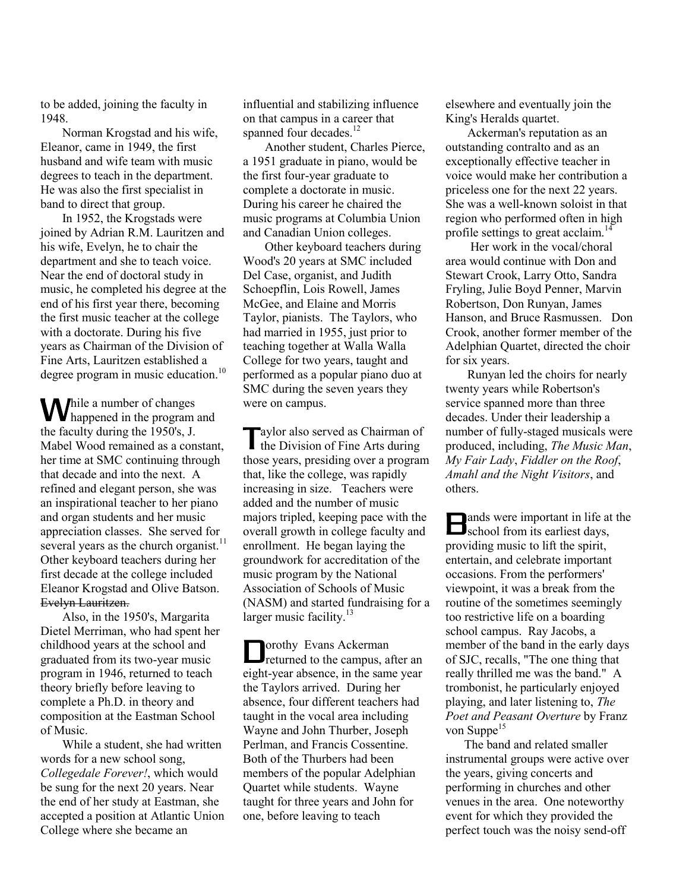to be added, joining the faculty in 1948.

Norman Krogstad and his wife, Eleanor, came in 1949, the first husband and wife team with music degrees to teach in the department. He was also the first specialist in band to direct that group.

In 1952, the Krogstads were joined by Adrian R.M. Lauritzen and his wife, Evelyn, he to chair the department and she to teach voice. Near the end of doctoral study in music, he completed his degree at the end of his first year there, becoming the first music teacher at the college with a doctorate. During his five years as Chairman of the Division of Fine Arts, Lauritzen established a degree program in music education.[10]

While a number of changes happened in the program and the faculty during the 1950's, J. Mabel Wood remained as a constant, her time at SMC continuing through that decade and into the next. A refined and elegant person, she was an inspirational teacher to her piano and organ students and her music appreciation classes. She served for several years as the church organist.[11] Other keyboard teachers during her first decade at the college included Eleanor Krogstad and Olive Batson. ~~Evelyn Lauritzen.~~

Also, in the 1950's, Margarita Dietel Merriman, who had spent her childhood years at the school and graduated from its two-year music program in 1946, returned to teach theory briefly before leaving to complete a Ph.D. in theory and composition at the Eastman School of Music.

While a student, she had written words for a new school song, *Collegedale Forever!*, which would be sung for the next 20 years. Near the end of her study at Eastman, she accepted a position at Atlantic Union College where she became an influential and stabilizing influence on that campus in a career that spanned four decades.[12]

Another student, Charles Pierce, a 1951 graduate in piano, would be the first four-year graduate to complete a doctorate in music. During his career he chaired the music programs at Columbia Union and Canadian Union colleges.

Other keyboard teachers during Wood's 20 years at SMC included Del Case, organist, and Judith Schoepflin, Lois Rowell, James McGee, and Elaine and Morris Taylor, pianists. The Taylors, who had married in 1955, just prior to teaching together at Walla Walla College for two years, taught and performed as a popular piano duo at SMC during the seven years they were on campus.

Taylor also served as Chairman of the Division of Fine Arts during those years, presiding over a program that, like the college, was rapidly increasing in size. Teachers were added and the number of music majors tripled, keeping pace with the overall growth in college faculty and enrollment. He began laying the groundwork for accreditation of the music program by the National Association of Schools of Music (NASM) and started fundraising for a larger music facility.[13]

Dorothy Evans Ackerman returned to the campus, after an eight-year absence, in the same year the Taylors arrived. During her absence, four different teachers had taught in the vocal area including Wayne and John Thurber, Joseph Perlman, and Francis Cossentine. Both of the Thurbers had been members of the popular Adelphian Quartet while students. Wayne taught for three years and John for one, before leaving to teach elsewhere and eventually join the King's Heralds quartet.

Ackerman's reputation as an outstanding contralto and as an exceptionally effective teacher in voice would make her contribution a priceless one for the next 22 years. She was a well-known soloist in that region who performed often in high profile settings to great acclaim.[14]

Her work in the vocal/choral area would continue with Don and Stewart Crook, Larry Otto, Sandra Fryling, Julie Boyd Penner, Marvin Robertson, Don Runyan, James Hanson, and Bruce Rasmussen. Don Crook, another former member of the Adelphian Quartet, directed the choir for six years.

Runyan led the choirs for nearly twenty years while Robertson's service spanned more than three decades. Under their leadership a number of fully-staged musicals were produced, including, *The Music Man*, *My Fair Lady*, *Fiddler on the Roof*, *Amahl and the Night Visitors*, and others.

Bands were important in life at the school from its earliest days, providing music to lift the spirit, entertain, and celebrate important occasions. From the performers' viewpoint, it was a break from the routine of the sometimes seemingly too restrictive life on a boarding school campus. Ray Jacobs, a member of the band in the early days of SJC, recalls, "The one thing that really thrilled me was the band." A trombonist, he particularly enjoyed playing, and later listening to, *The Poet and Peasant Overture* by Franz von Suppe[15]

The band and related smaller instrumental groups were active over the years, giving concerts and performing in churches and other venues in the area. One noteworthy event for which they provided the perfect touch was the noisy send-off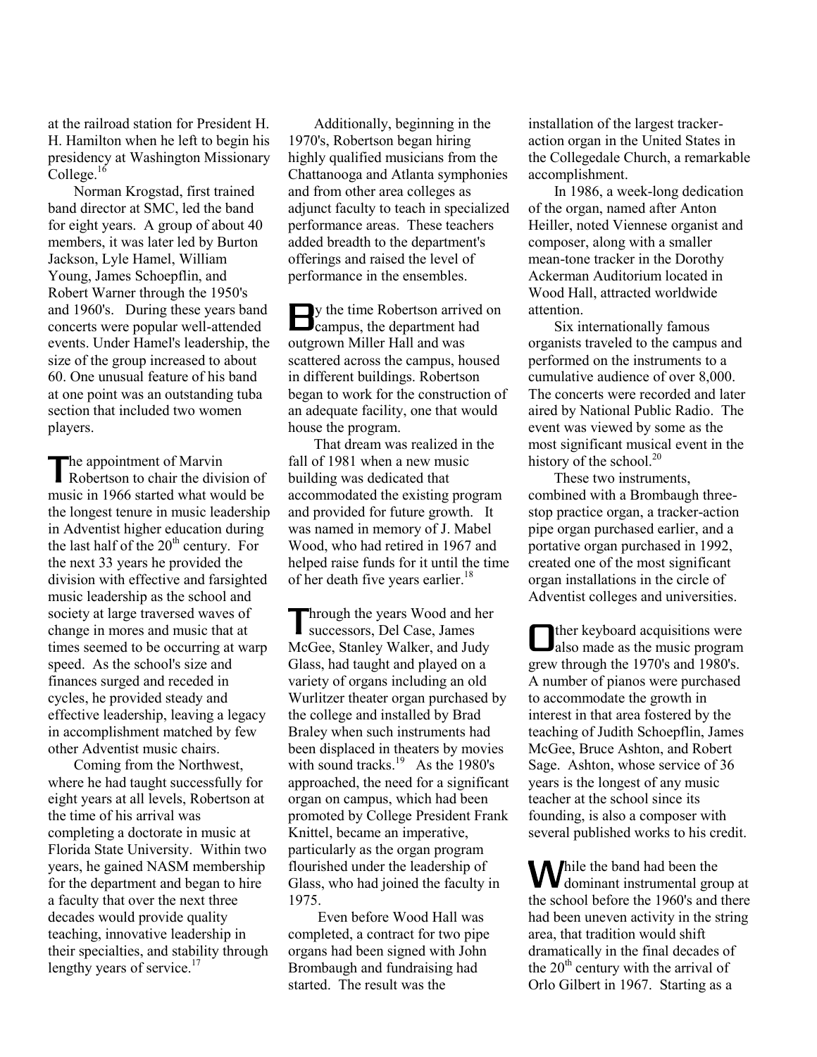at the railroad station for President H. H. Hamilton when he left to begin his presidency at Washington Missionary College.[16]

Norman Krogstad, first trained band director at SMC, led the band for eight years. A group of about 40 members, it was later led by Burton Jackson, Lyle Hamel, William Young, James Schoepflin, and Robert Warner through the 1950's and 1960's. During these years band concerts were popular well-attended events. Under Hamel's leadership, the size of the group increased to about 60. One unusual feature of his band at one point was an outstanding tuba section that included two women players.

The appointment of Marvin Robertson to chair the division of music in 1966 started what would be the longest tenure in music leadership in Adventist higher education during the last half of the 20th century. For the next 33 years he provided the division with effective and farsighted music leadership as the school and society at large traversed waves of change in mores and music that at times seemed to be occurring at warp speed. As the school's size and finances surged and receded in cycles, he provided steady and effective leadership, leaving a legacy in accomplishment matched by few other Adventist music chairs.

Coming from the Northwest, where he had taught successfully for eight years at all levels, Robertson at the time of his arrival was completing a doctorate in music at Florida State University. Within two years, he gained NASM membership for the department and began to hire a faculty that over the next three decades would provide quality teaching, innovative leadership in their specialties, and stability through lengthy years of service.[17]

Additionally, beginning in the 1970's, Robertson began hiring highly qualified musicians from the Chattanooga and Atlanta symphonies and from other area colleges as adjunct faculty to teach in specialized performance areas. These teachers added breadth to the department's offerings and raised the level of performance in the ensembles.

By the time Robertson arrived on campus, the department had outgrown Miller Hall and was scattered across the campus, housed in different buildings. Robertson began to work for the construction of an adequate facility, one that would house the program.

That dream was realized in the fall of 1981 when a new music building was dedicated that accommodated the existing program and provided for future growth. It was named in memory of J. Mabel Wood, who had retired in 1967 and helped raise funds for it until the time of her death five years earlier.[18]

Through the years Wood and her successors, Del Case, James McGee, Stanley Walker, and Judy Glass, had taught and played on a variety of organs including an old Wurlitzer theater organ purchased by the college and installed by Brad Braley when such instruments had been displaced in theaters by movies with sound tracks.[19] As the 1980's approached, the need for a significant organ on campus, which had been promoted by College President Frank Knittel, became an imperative, particularly as the organ program flourished under the leadership of Glass, who had joined the faculty in 1975.

Even before Wood Hall was completed, a contract for two pipe organs had been signed with John Brombaugh and fundraising had started. The result was the installation of the largest tracker-action organ in the United States in the Collegedale Church, a remarkable accomplishment.

In 1986, a week-long dedication of the organ, named after Anton Heiller, noted Viennese organist and composer, along with a smaller mean-tone tracker in the Dorothy Ackerman Auditorium located in Wood Hall, attracted worldwide attention.

Six internationally famous organists traveled to the campus and performed on the instruments to a cumulative audience of over 8,000. The concerts were recorded and later aired by National Public Radio. The event was viewed by some as the most significant musical event in the history of the school.[20]

These two instruments, combined with a Brombaugh three-stop practice organ, a tracker-action pipe organ purchased earlier, and a portative organ purchased in 1992, created one of the most significant organ installations in the circle of Adventist colleges and universities.

Other keyboard acquisitions were also made as the music program grew through the 1970's and 1980's. A number of pianos were purchased to accommodate the growth in interest in that area fostered by the teaching of Judith Schoepflin, James McGee, Bruce Ashton, and Robert Sage. Ashton, whose service of 36 years is the longest of any music teacher at the school since its founding, is also a composer with several published works to his credit.

While the band had been the dominant instrumental group at the school before the 1960's and there had been uneven activity in the string area, that tradition would shift dramatically in the final decades of the 20th century with the arrival of Orlo Gilbert in 1967. Starting as a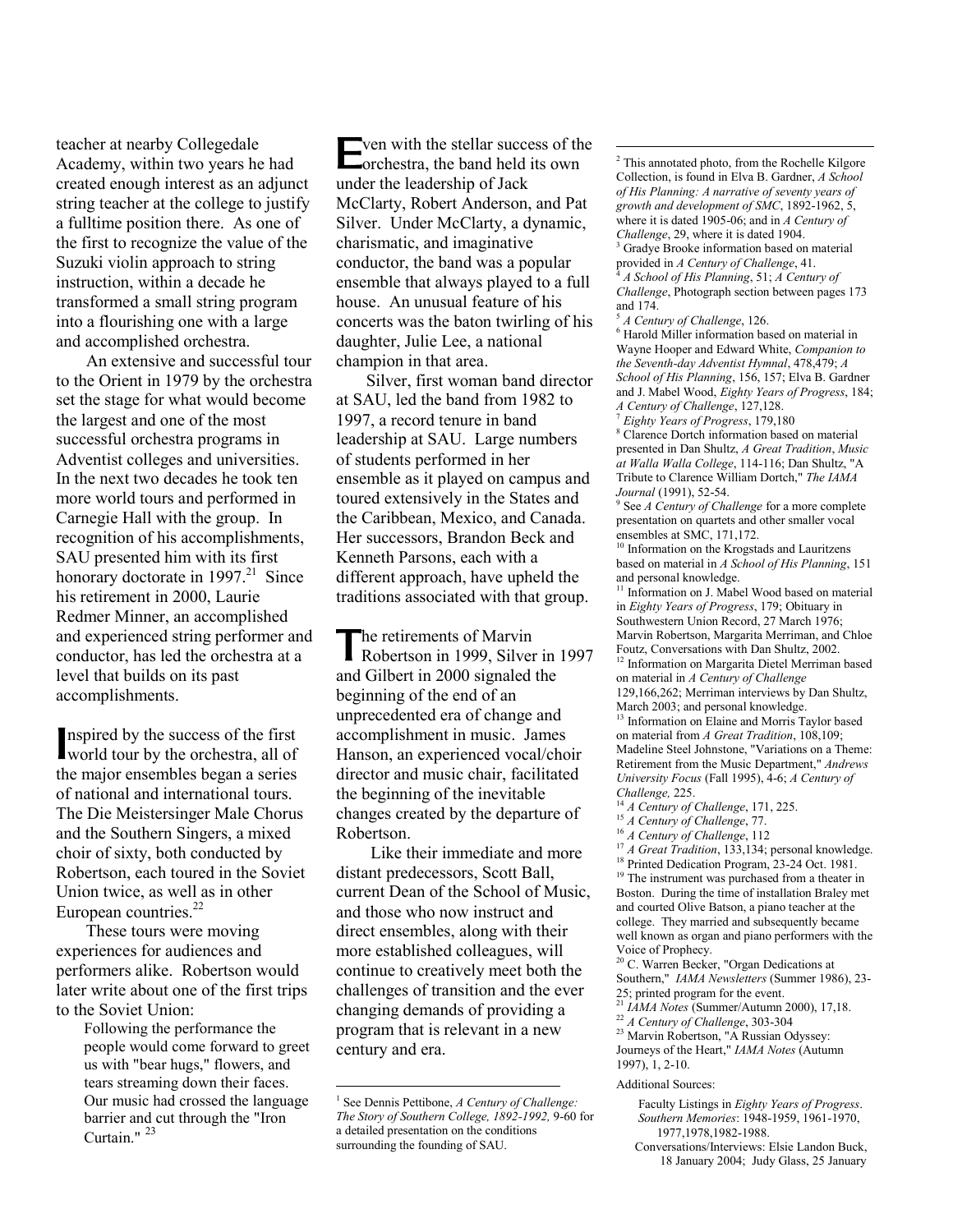teacher at nearby Collegedale Academy, within two years he had created enough interest as an adjunct string teacher at the college to justify a fulltime position there. As one of the first to recognize the value of the Suzuki violin approach to string instruction, within a decade he transformed a small string program into a flourishing one with a large and accomplished orchestra.

An extensive and successful tour to the Orient in 1979 by the orchestra set the stage for what would become the largest and one of the most successful orchestra programs in Adventist colleges and universities. In the next two decades he took ten more world tours and performed in Carnegie Hall with the group. In recognition of his accomplishments, SAU presented him with its first honorary doctorate in 1997.[21] Since his retirement in 2000, Laurie Redmer Minner, an accomplished and experienced string performer and conductor, has led the orchestra at a level that builds on its past accomplishments.

Inspired by the success of the first world tour by the orchestra, all of the major ensembles began a series of national and international tours. The Die Meistersinger Male Chorus and the Southern Singers, a mixed choir of sixty, both conducted by Robertson, each toured in the Soviet Union twice, as well as in other European countries.[22]

These tours were moving experiences for audiences and performers alike. Robertson would later write about one of the first trips to the Soviet Union:

> Following the performance the people would come forward to greet us with "bear hugs," flowers, and tears streaming down their faces. Our music had crossed the language barrier and cut through the "Iron Curtain." [23]

Even with the stellar success of the orchestra, the band held its own under the leadership of Jack McClarty, Robert Anderson, and Pat Silver. Under McClarty, a dynamic, charismatic, and imaginative conductor, the band was a popular ensemble that always played to a full house. An unusual feature of his concerts was the baton twirling of his daughter, Julie Lee, a national champion in that area.

Silver, first woman band director at SAU, led the band from 1982 to 1997, a record tenure in band leadership at SAU. Large numbers of students performed in her ensemble as it played on campus and toured extensively in the States and the Caribbean, Mexico, and Canada. Her successors, Brandon Beck and Kenneth Parsons, each with a different approach, have upheld the traditions associated with that group.

The retirements of Marvin Robertson in 1999, Silver in 1997 and Gilbert in 2000 signaled the beginning of the end of an unprecedented era of change and accomplishment in music. James Hanson, an experienced vocal/choir director and music chair, facilitated the beginning of the inevitable changes created by the departure of Robertson.

Like their immediate and more distant predecessors, Scott Ball, current Dean of the School of Music, and those who now instruct and direct ensembles, along with their more established colleagues, will continue to creatively meet both the challenges of transition and the ever changing demands of providing a program that is relevant in a new century and era.

---

[1] See Dennis Pettibone, *A Century of Challenge: The Story of Southern College, 1892-1992,* 9-60 for a detailed presentation on the conditions surrounding the founding of SAU.

[2] This annotated photo, from the Rochelle Kilgore Collection, is found in Elva B. Gardner, *A School of His Planning: A narrative of seventy years of growth and development of SMC*, 1892-1962, 5, where it is dated 1905-06; and in *A Century of Challenge*, 29, where it is dated 1904.

[3] Gradye Brooke information based on material provided in *A Century of Challenge*, 41.

[4] *A School of His Planning*, 51; *A Century of Challenge*, Photograph section between pages 173 and 174.

[5] *A Century of Challenge*, 126.

[6] Harold Miller information based on material in Wayne Hooper and Edward White, *Companion to the Seventh-day Adventist Hymnal*, 478,479; *A School of His Planning*, 156, 157; Elva B. Gardner and J. Mabel Wood, *Eighty Years of Progress*, 184; *A Century of Challenge*, 127,128.

[7] *Eighty Years of Progress*, 179,180

[8] Clarence Dortch information based on material presented in Dan Shultz, *A Great Tradition*, *Music at Walla Walla College*, 114-116; Dan Shultz, "A Tribute to Clarence William Dortch," *The IAMA Journal* (1991), 52-54.

[9] See *A Century of Challenge* for a more complete presentation on quartets and other smaller vocal ensembles at SMC, 171,172.

[10] Information on the Krogstads and Lauritzens based on material in *A School of His Planning*, 151 and personal knowledge.

[11] Information on J. Mabel Wood based on material in *Eighty Years of Progress*, 179; Obituary in Southwestern Union Record, 27 March 1976; Marvin Robertson, Margarita Merriman, and Chloe Foutz, Conversations with Dan Shultz, 2002.

[12] Information on Margarita Dietel Merriman based on material in *A Century of Challenge* 129,166,262; Merriman interviews by Dan Shultz, March 2003; and personal knowledge.

[13] Information on Elaine and Morris Taylor based on material from *A Great Tradition*, 108,109; Madeline Steel Johnstone, "Variations on a Theme: Retirement from the Music Department," *Andrews University Focus* (Fall 1995), 4-6; *A Century of Challenge,* 225.

[14] *A Century of Challenge*, 171, 225.

[15] *A Century of Challenge*, 77.

[16] *A Century of Challenge*, 112

[17] *A Great Tradition*, 133,134; personal knowledge.

[18] Printed Dedication Program, 23-24 Oct. 1981.

[19] The instrument was purchased from a theater in Boston. During the time of installation Braley met and courted Olive Batson, a piano teacher at the college. They married and subsequently became well known as organ and piano performers with the Voice of Prophecy.

[20] C. Warren Becker, "Organ Dedications at Southern," *IAMA Newsletters* (Summer 1986), 23-25; printed program for the event.

[21] *IAMA Notes* (Summer/Autumn 2000), 17,18.

[22] *A Century of Challenge*, 303-304

[23] Marvin Robertson, "A Russian Odyssey: Journeys of the Heart," *IAMA Notes* (Autumn 1997), 1, 2-10.

Additional Sources:

Faculty Listings in *Eighty Years of Progress*.
*Southern Memories*: 1948-1959, 1961-1970, 1977,1978,1982-1988.
Conversations/Interviews: Elsie Landon Buck, 18 January 2004; Judy Glass, 25 January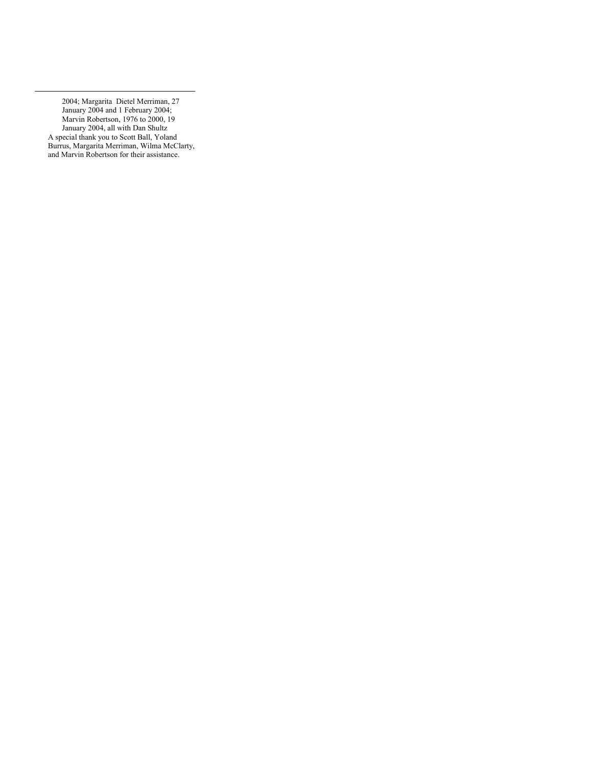2004; Margarita Dietel Merriman, 27 January 2004 and 1 February 2004; Marvin Robertson, 1976 to 2000, 19 January 2004, all with Dan Shultz

A special thank you to Scott Ball, Yoland Burrus, Margarita Merriman, Wilma McClarty, and Marvin Robertson for their assistance.